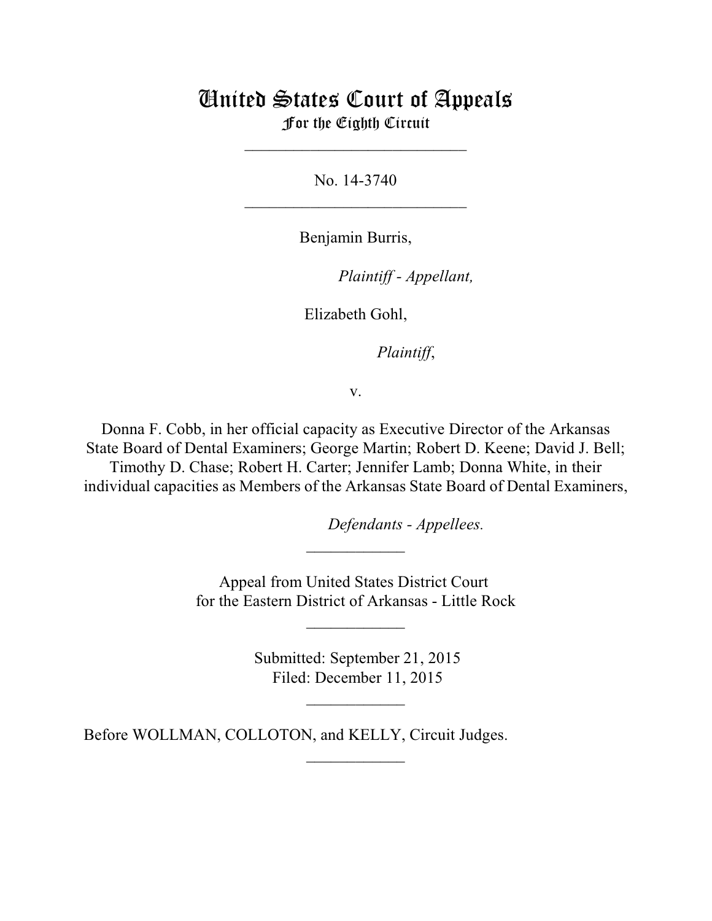# United States Court of Appeals
## For the Eighth Circuit

___________________________

No. 14-3740

___________________________

Benjamin Burris,

*Plaintiff - Appellant,*

Elizabeth Gohl,

*Plaintiff*,

v.

Donna F. Cobb, in her official capacity as Executive Director of the Arkansas State Board of Dental Examiners; George Martin; Robert D. Keene; David J. Bell; Timothy D. Chase; Robert H. Carter; Jennifer Lamb; Donna White, in their individual capacities as Members of the Arkansas State Board of Dental Examiners,

*Defendants - Appellees.*

____________

Appeal from United States District Court
for the Eastern District of Arkansas - Little Rock

____________

Submitted: September 21, 2015
Filed: December 11, 2015

____________

Before WOLLMAN, COLLOTON, and KELLY, Circuit Judges.

____________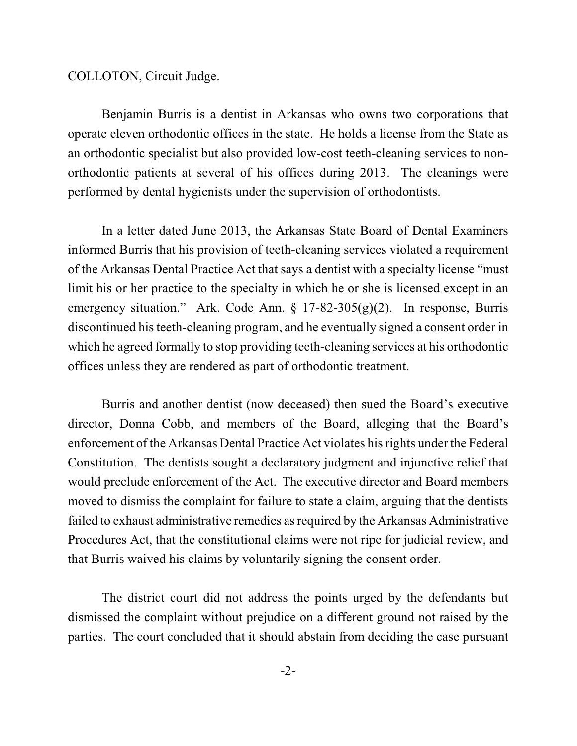COLLOTON, Circuit Judge.

Benjamin Burris is a dentist in Arkansas who owns two corporations that operate eleven orthodontic offices in the state. He holds a license from the State as an orthodontic specialist but also provided low-cost teeth-cleaning services to non-orthodontic patients at several of his offices during 2013. The cleanings were performed by dental hygienists under the supervision of orthodontists.

In a letter dated June 2013, the Arkansas State Board of Dental Examiners informed Burris that his provision of teeth-cleaning services violated a requirement of the Arkansas Dental Practice Act that says a dentist with a specialty license "must limit his or her practice to the specialty in which he or she is licensed except in an emergency situation." Ark. Code Ann. § 17-82-305(g)(2). In response, Burris discontinued his teeth-cleaning program, and he eventually signed a consent order in which he agreed formally to stop providing teeth-cleaning services at his orthodontic offices unless they are rendered as part of orthodontic treatment.

Burris and another dentist (now deceased) then sued the Board's executive director, Donna Cobb, and members of the Board, alleging that the Board's enforcement of the Arkansas Dental Practice Act violates his rights under the Federal Constitution. The dentists sought a declaratory judgment and injunctive relief that would preclude enforcement of the Act. The executive director and Board members moved to dismiss the complaint for failure to state a claim, arguing that the dentists failed to exhaust administrative remedies as required by the Arkansas Administrative Procedures Act, that the constitutional claims were not ripe for judicial review, and that Burris waived his claims by voluntarily signing the consent order.

The district court did not address the points urged by the defendants but dismissed the complaint without prejudice on a different ground not raised by the parties. The court concluded that it should abstain from deciding the case pursuant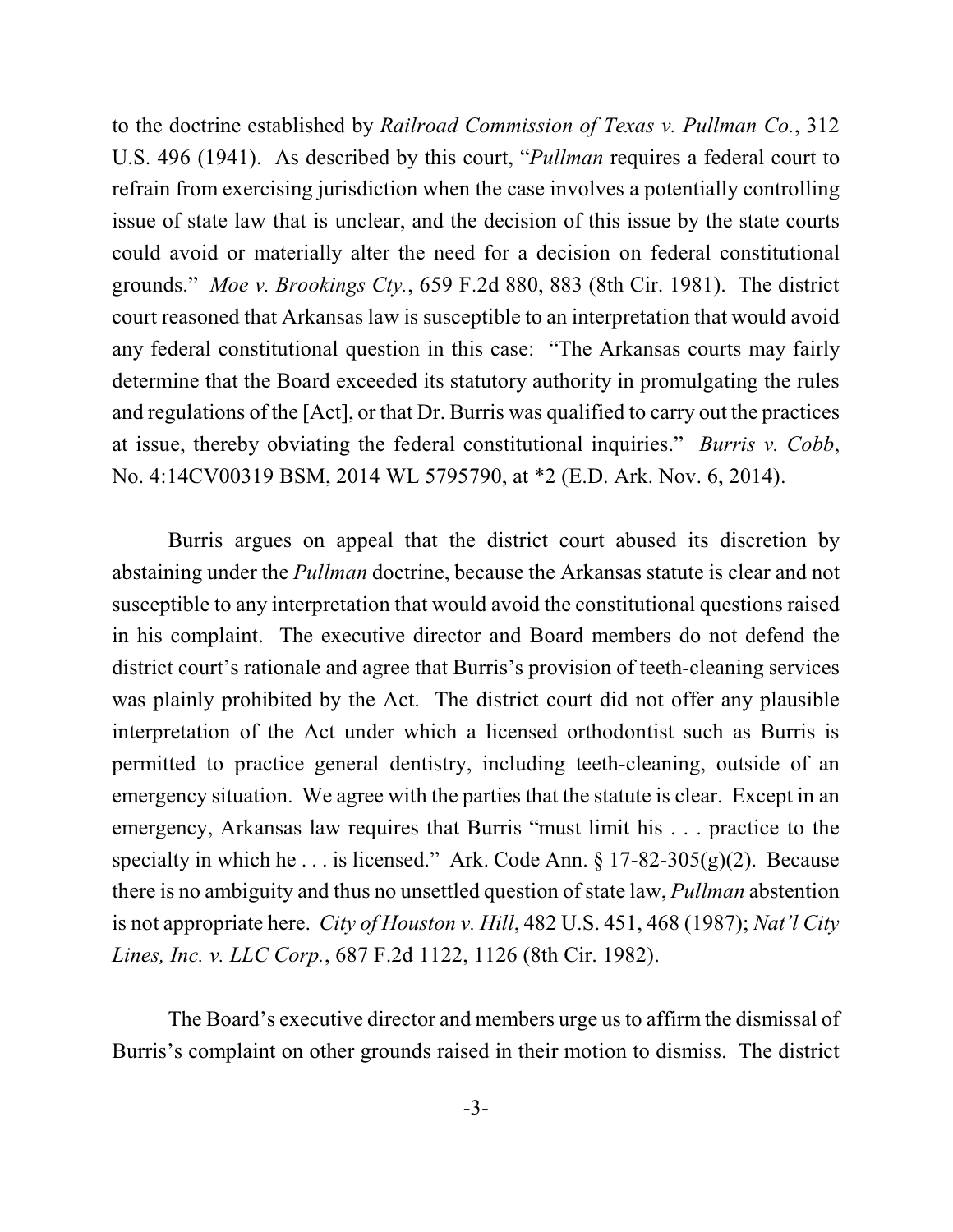to the doctrine established by *Railroad Commission of Texas v. Pullman Co.*, 312 U.S. 496 (1941). As described by this court, "*Pullman* requires a federal court to refrain from exercising jurisdiction when the case involves a potentially controlling issue of state law that is unclear, and the decision of this issue by the state courts could avoid or materially alter the need for a decision on federal constitutional grounds." *Moe v. Brookings Cty.*, 659 F.2d 880, 883 (8th Cir. 1981). The district court reasoned that Arkansas law is susceptible to an interpretation that would avoid any federal constitutional question in this case: "The Arkansas courts may fairly determine that the Board exceeded its statutory authority in promulgating the rules and regulations of the [Act], or that Dr. Burris was qualified to carry out the practices at issue, thereby obviating the federal constitutional inquiries." *Burris v. Cobb*, No. 4:14CV00319 BSM, 2014 WL 5795790, at *2 (E.D. Ark. Nov. 6, 2014).

Burris argues on appeal that the district court abused its discretion by abstaining under the *Pullman* doctrine, because the Arkansas statute is clear and not susceptible to any interpretation that would avoid the constitutional questions raised in his complaint. The executive director and Board members do not defend the district court's rationale and agree that Burris's provision of teeth-cleaning services was plainly prohibited by the Act. The district court did not offer any plausible interpretation of the Act under which a licensed orthodontist such as Burris is permitted to practice general dentistry, including teeth-cleaning, outside of an emergency situation. We agree with the parties that the statute is clear. Except in an emergency, Arkansas law requires that Burris "must limit his . . . practice to the specialty in which he . . . is licensed." Ark. Code Ann. § 17-82-305(g)(2). Because there is no ambiguity and thus no unsettled question of state law, *Pullman* abstention is not appropriate here. *City of Houston v. Hill*, 482 U.S. 451, 468 (1987); *Nat'l City Lines, Inc. v. LLC Corp.*, 687 F.2d 1122, 1126 (8th Cir. 1982).

The Board's executive director and members urge us to affirm the dismissal of Burris's complaint on other grounds raised in their motion to dismiss. The district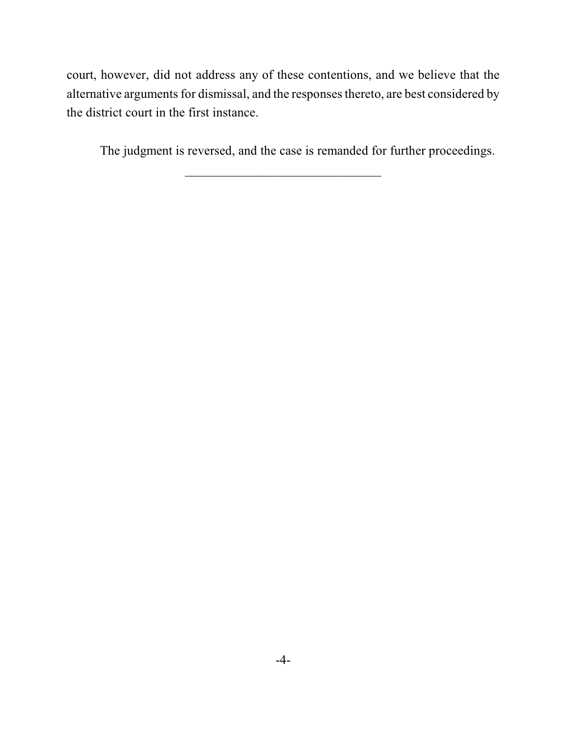court, however, did not address any of these contentions, and we believe that the alternative arguments for dismissal, and the responses thereto, are best considered by the district court in the first instance.

The judgment is reversed, and the case is remanded for further proceedings.

______________________________